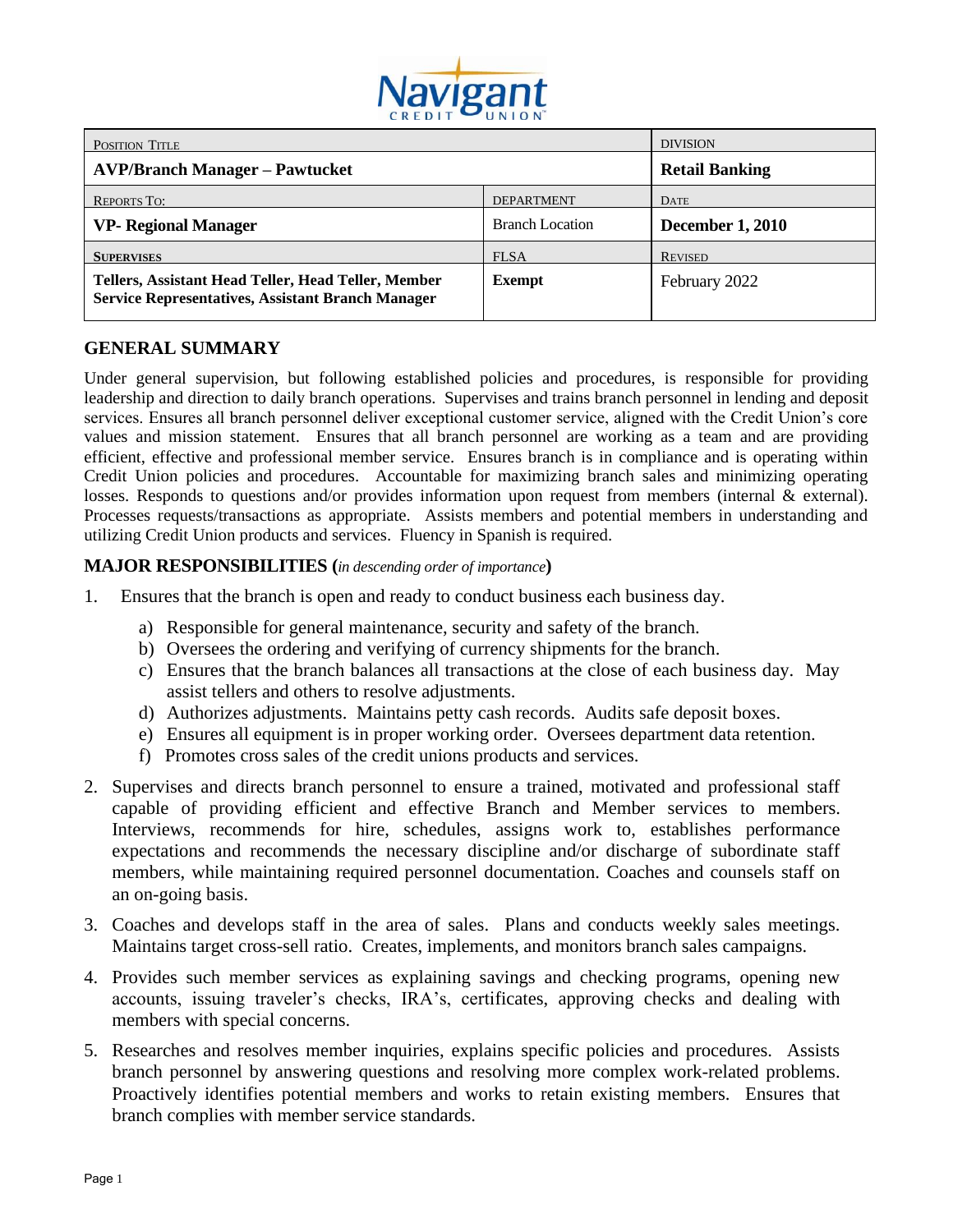| POSITION TITLE | | DIVISION |
|---|---|---|
| **AVP/Branch Manager – Pawtucket** | | **Retail Banking** |
| REPORTS TO: | DEPARTMENT | DATE |
| **VP- Regional Manager** | Branch Location | **December 1, 2010** |
| **SUPERVISES** | FLSA | REVISED |
| **Tellers, Assistant Head Teller, Head Teller, Member Service Representatives, Assistant Branch Manager** | **Exempt** | February 2022 |

## GENERAL SUMMARY

Under general supervision, but following established policies and procedures, is responsible for providing leadership and direction to daily branch operations. Supervises and trains branch personnel in lending and deposit services. Ensures all branch personnel deliver exceptional customer service, aligned with the Credit Union's core values and mission statement. Ensures that all branch personnel are working as a team and are providing efficient, effective and professional member service. Ensures branch is in compliance and is operating within Credit Union policies and procedures. Accountable for maximizing branch sales and minimizing operating losses. Responds to questions and/or provides information upon request from members (internal & external). Processes requests/transactions as appropriate. Assists members and potential members in understanding and utilizing Credit Union products and services. Fluency in Spanish is required.

## MAJOR RESPONSIBILITIES (*in descending order of importance*)

1. Ensures that the branch is open and ready to conduct business each business day.
   a) Responsible for general maintenance, security and safety of the branch.
   b) Oversees the ordering and verifying of currency shipments for the branch.
   c) Ensures that the branch balances all transactions at the close of each business day. May assist tellers and others to resolve adjustments.
   d) Authorizes adjustments. Maintains petty cash records. Audits safe deposit boxes.
   e) Ensures all equipment is in proper working order. Oversees department data retention.
   f) Promotes cross sales of the credit unions products and services.

2. Supervises and directs branch personnel to ensure a trained, motivated and professional staff capable of providing efficient and effective Branch and Member services to members. Interviews, recommends for hire, schedules, assigns work to, establishes performance expectations and recommends the necessary discipline and/or discharge of subordinate staff members, while maintaining required personnel documentation. Coaches and counsels staff on an on-going basis.

3. Coaches and develops staff in the area of sales. Plans and conducts weekly sales meetings. Maintains target cross-sell ratio. Creates, implements, and monitors branch sales campaigns.

4. Provides such member services as explaining savings and checking programs, opening new accounts, issuing traveler's checks, IRA's, certificates, approving checks and dealing with members with special concerns.

5. Researches and resolves member inquiries, explains specific policies and procedures. Assists branch personnel by answering questions and resolving more complex work-related problems. Proactively identifies potential members and works to retain existing members. Ensures that branch complies with member service standards.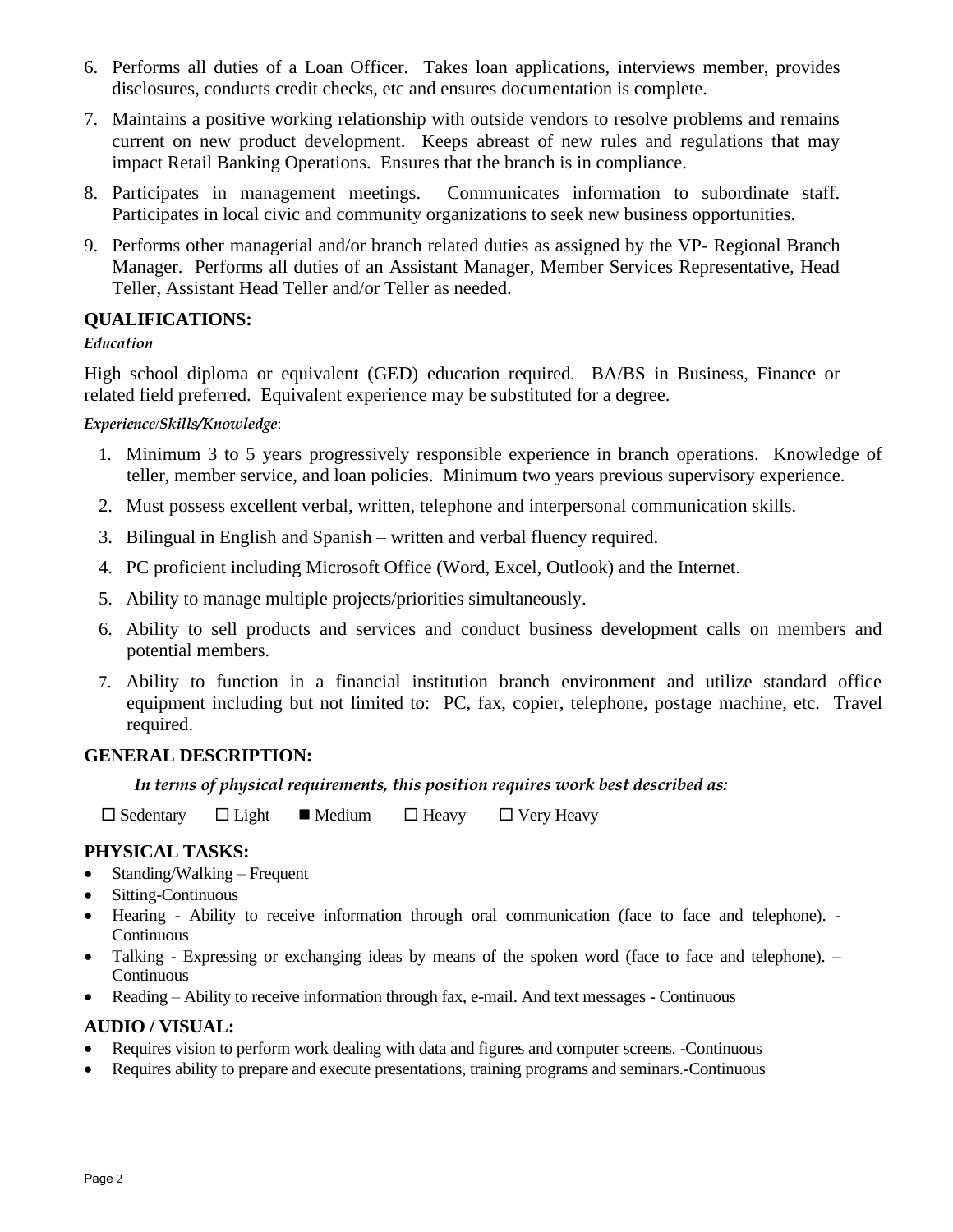6. Performs all duties of a Loan Officer. Takes loan applications, interviews member, provides disclosures, conducts credit checks, etc and ensures documentation is complete.
7. Maintains a positive working relationship with outside vendors to resolve problems and remains current on new product development. Keeps abreast of new rules and regulations that may impact Retail Banking Operations. Ensures that the branch is in compliance.
8. Participates in management meetings. Communicates information to subordinate staff. Participates in local civic and community organizations to seek new business opportunities.
9. Performs other managerial and/or branch related duties as assigned by the VP- Regional Branch Manager. Performs all duties of an Assistant Manager, Member Services Representative, Head Teller, Assistant Head Teller and/or Teller as needed.

## QUALIFICATIONS:

***Education***

High school diploma or equivalent (GED) education required. BA/BS in Business, Finance or related field preferred. Equivalent experience may be substituted for a degree.

***Experience/Skills/Knowledge***:

1. Minimum 3 to 5 years progressively responsible experience in branch operations. Knowledge of teller, member service, and loan policies. Minimum two years previous supervisory experience.
2. Must possess excellent verbal, written, telephone and interpersonal communication skills.
3. Bilingual in English and Spanish – written and verbal fluency required.
4. PC proficient including Microsoft Office (Word, Excel, Outlook) and the Internet.
5. Ability to manage multiple projects/priorities simultaneously.
6. Ability to sell products and services and conduct business development calls on members and potential members.
7. Ability to function in a financial institution branch environment and utilize standard office equipment including but not limited to: PC, fax, copier, telephone, postage machine, etc. Travel required.

## GENERAL DESCRIPTION:

***In terms of physical requirements, this position requires work best described as:***

☐ Sedentary ☐ Light ■ Medium ☐ Heavy ☐ Very Heavy

## PHYSICAL TASKS:

- Standing/Walking – Frequent
- Sitting-Continuous
- Hearing - Ability to receive information through oral communication (face to face and telephone). - Continuous
- Talking - Expressing or exchanging ideas by means of the spoken word (face to face and telephone). – Continuous
- Reading – Ability to receive information through fax, e-mail. And text messages - Continuous

## AUDIO / VISUAL:

- Requires vision to perform work dealing with data and figures and computer screens. -Continuous
- Requires ability to prepare and execute presentations, training programs and seminars.-Continuous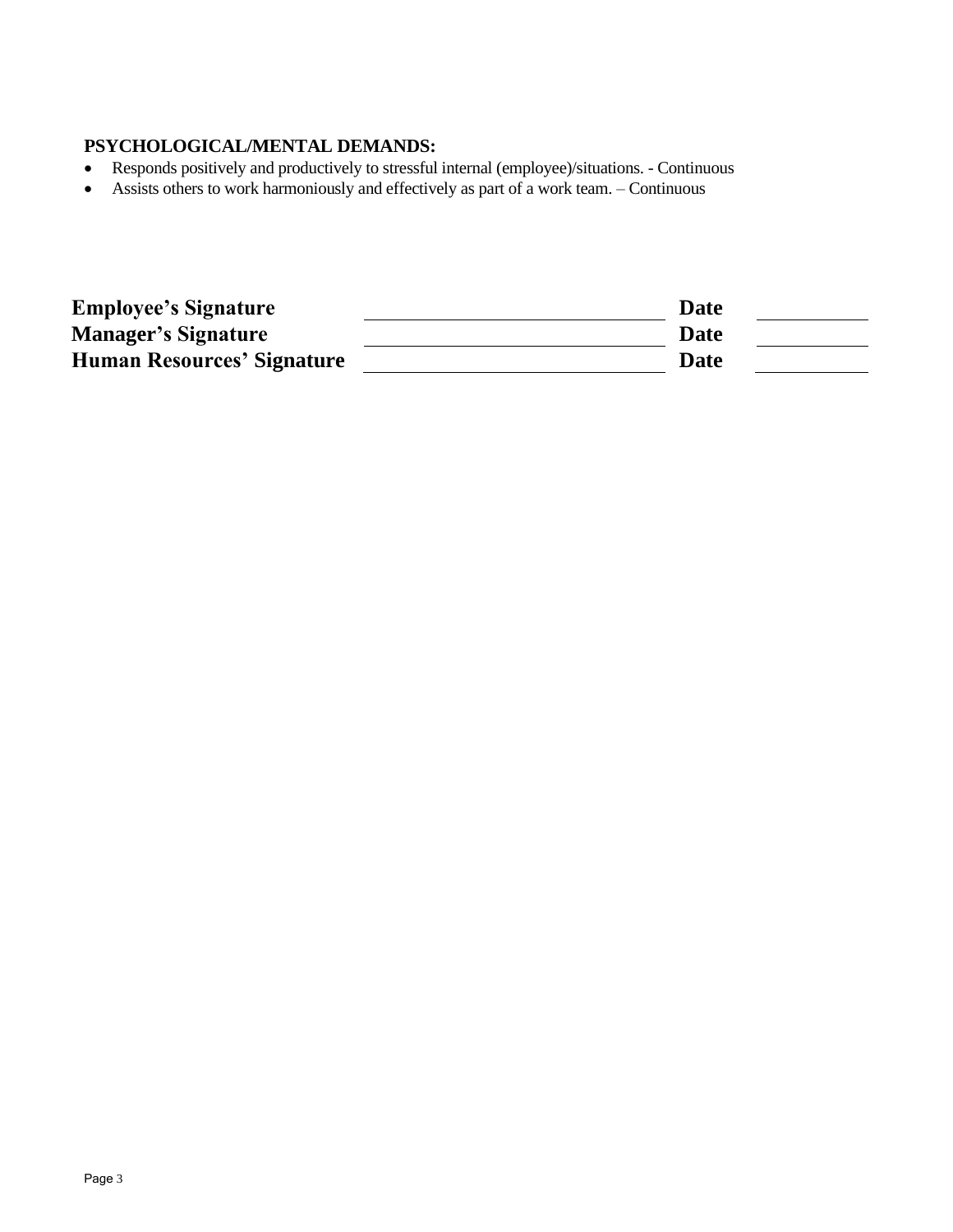**PSYCHOLOGICAL/MENTAL DEMANDS:**

- Responds positively and productively to stressful internal (employee)/situations. - Continuous
- Assists others to work harmoniously and effectively as part of a work team. – Continuous

| | | | |
|---|---|---|---|
| **Employee's Signature** | \_\_\_\_\_\_\_\_\_\_\_\_\_\_\_\_\_\_\_\_\_\_\_\_\_\_\_\_\_\_ | **Date** | \_\_\_\_\_\_\_\_\_\_\_\_ |
| **Manager's Signature** | \_\_\_\_\_\_\_\_\_\_\_\_\_\_\_\_\_\_\_\_\_\_\_\_\_\_\_\_\_\_ | **Date** | \_\_\_\_\_\_\_\_\_\_\_\_ |
| **Human Resources' Signature** | \_\_\_\_\_\_\_\_\_\_\_\_\_\_\_\_\_\_\_\_\_\_\_\_\_\_\_\_\_\_ | **Date** | \_\_\_\_\_\_\_\_\_\_\_\_ |